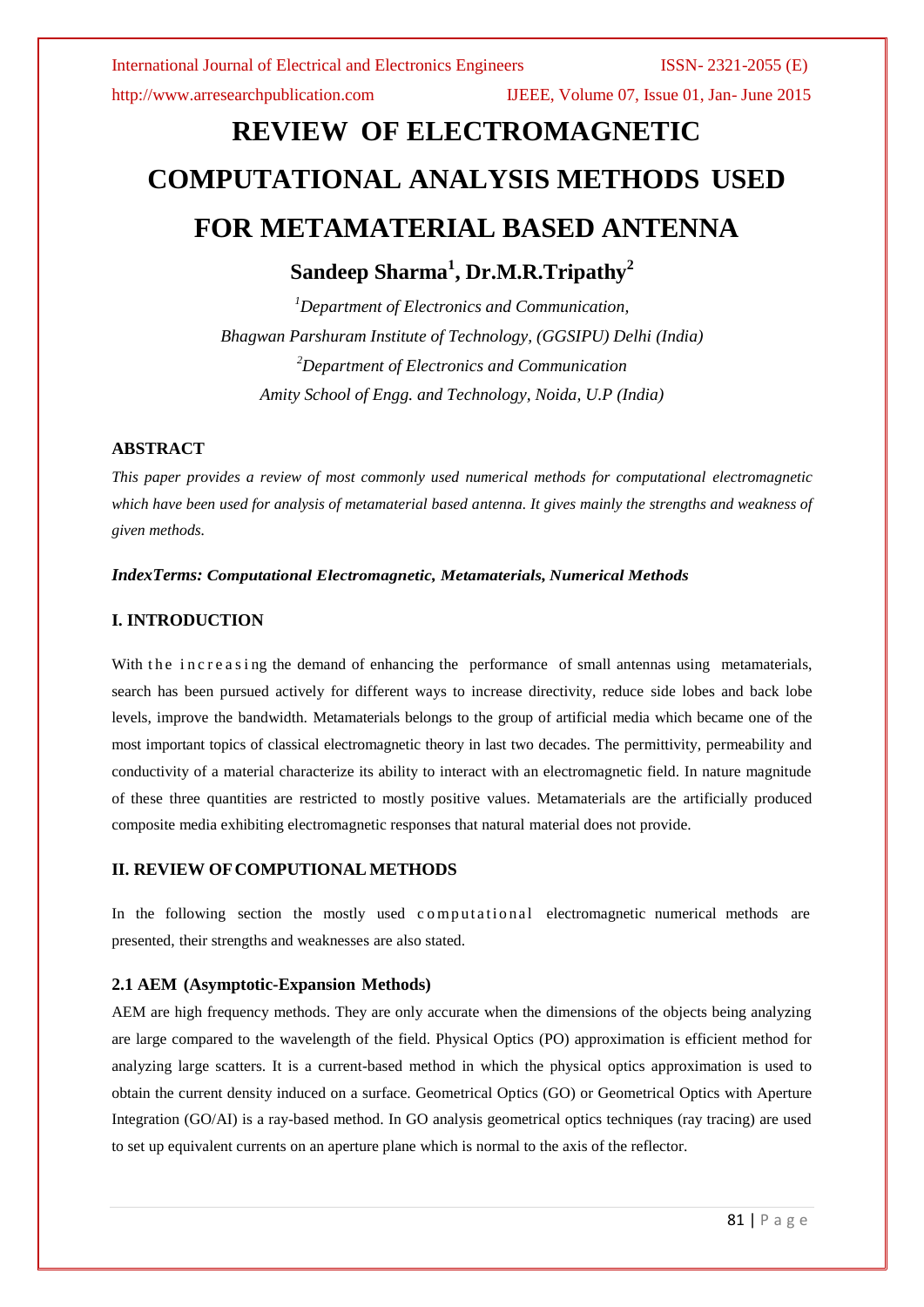# REVIEW OF ELECTROMAGNETIC COMPUTATIONAL ANALYSIS METHODS USED FOR METAMATERIAL BASED ANTENNA

**Sandeep Sharma[1], Dr.M.R.Tripathy[2]**

*[1]Department of Electronics and Communication,*
*Bhagwan Parshuram Institute of Technology, (GGSIPU) Delhi (India)*
*[2]Department of Electronics and Communication*
*Amity School of Engg. and Technology, Noida, U.P (India)*

### ABSTRACT

*This paper provides a review of most commonly used numerical methods for computational electromagnetic which have been used for analysis of metamaterial based antenna. It gives mainly the strengths and weakness of given methods.*

***IndexTerms: Computational Electromagnetic, Metamaterials, Numerical Methods***

### I. INTRODUCTION

With the increasing the demand of enhancing the performance of small antennas using metamaterials, search has been pursued actively for different ways to increase directivity, reduce side lobes and back lobe levels, improve the bandwidth. Metamaterials belongs to the group of artificial media which became one of the most important topics of classical electromagnetic theory in last two decades. The permittivity, permeability and conductivity of a material characterize its ability to interact with an electromagnetic field. In nature magnitude of these three quantities are restricted to mostly positive values. Metamaterials are the artificially produced composite media exhibiting electromagnetic responses that natural material does not provide.

### II. REVIEW OF COMPUTIONAL METHODS

In the following section the mostly used computational electromagnetic numerical methods are presented, their strengths and weaknesses are also stated.

#### 2.1 AEM (Asymptotic-Expansion Methods)

AEM are high frequency methods. They are only accurate when the dimensions of the objects being analyzing are large compared to the wavelength of the field. Physical Optics (PO) approximation is efficient method for analyzing large scatters. It is a current-based method in which the physical optics approximation is used to obtain the current density induced on a surface. Geometrical Optics (GO) or Geometrical Optics with Aperture Integration (GO/AI) is a ray-based method. In GO analysis geometrical optics techniques (ray tracing) are used to set up equivalent currents on an aperture plane which is normal to the axis of the reflector.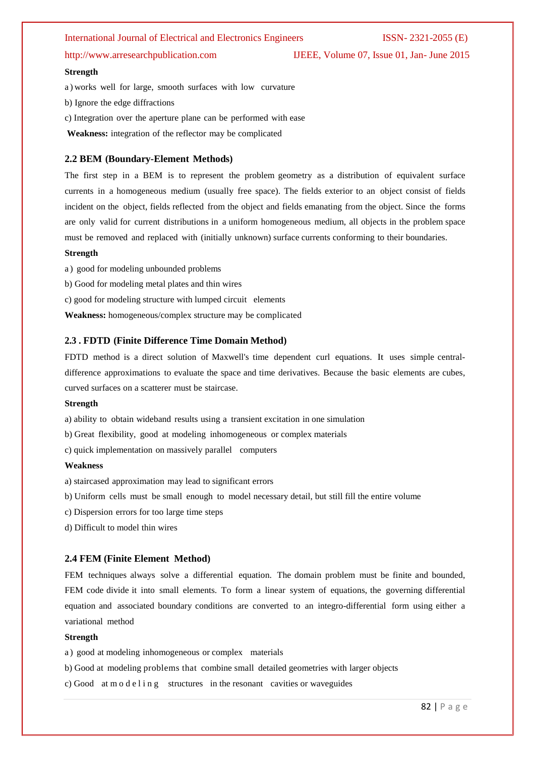**Strength**

a) works well for large, smooth surfaces with low curvature

b) Ignore the edge diffractions

c) Integration over the aperture plane can be performed with ease

**Weakness:** integration of the reflector may be complicated

### 2.2 BEM (Boundary-Element Methods)

The first step in a BEM is to represent the problem geometry as a distribution of equivalent surface currents in a homogeneous medium (usually free space). The fields exterior to an object consist of fields incident on the object, fields reflected from the object and fields emanating from the object. Since the forms are only valid for current distributions in a uniform homogeneous medium, all objects in the problem space must be removed and replaced with (initially unknown) surface currents conforming to their boundaries.

**Strength**

a) good for modeling unbounded problems

b) Good for modeling metal plates and thin wires

c) good for modeling structure with lumped circuit elements

**Weakness:** homogeneous/complex structure may be complicated

### 2.3 . FDTD (Finite Difference Time Domain Method)

FDTD method is a direct solution of Maxwell's time dependent curl equations. It uses simple central-difference approximations to evaluate the space and time derivatives. Because the basic elements are cubes, curved surfaces on a scatterer must be staircase.

**Strength**

a) ability to obtain wideband results using a transient excitation in one simulation

b) Great flexibility, good at modeling inhomogeneous or complex materials

c) quick implementation on massively parallel computers

**Weakness**

a) staircased approximation may lead to significant errors

b) Uniform cells must be small enough to model necessary detail, but still fill the entire volume

c) Dispersion errors for too large time steps

d) Difficult to model thin wires

### 2.4 FEM (Finite Element Method)

FEM techniques always solve a differential equation. The domain problem must be finite and bounded, FEM code divide it into small elements. To form a linear system of equations, the governing differential equation and associated boundary conditions are converted to an integro-differential form using either a variational method

**Strength**

a) good at modeling inhomogeneous or complex materials

b) Good at modeling problems that combine small detailed geometries with larger objects

c) Good at modeling structures in the resonant cavities or waveguides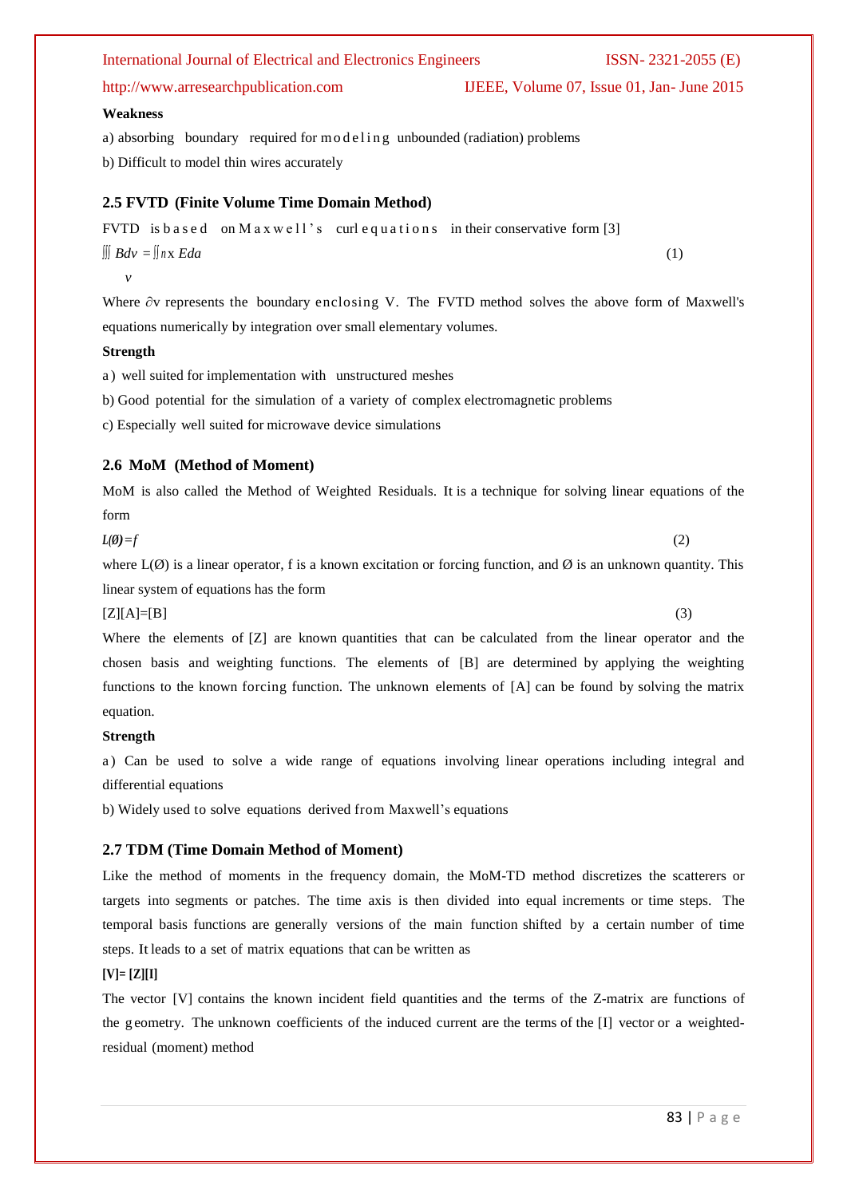**Weakness**

a) absorbing boundary required for modeling unbounded (radiation) problems

b) Difficult to model thin wires accurately

## 2.5 FVTD (Finite Volume Time Domain Method)

FVTD is based on Maxwell's curl equations in their conservative form [3]

$$\iiint_v B dv = \iint n \times E da \tag{1}$$

Where $\partial v$ represents the boundary enclosing V. The FVTD method solves the above form of Maxwell's equations numerically by integration over small elementary volumes.

**Strength**

a) well suited for implementation with unstructured meshes

b) Good potential for the simulation of a variety of complex electromagnetic problems

c) Especially well suited for microwave device simulations

## 2.6 MoM (Method of Moment)

MoM is also called the Method of Weighted Residuals. It is a technique for solving linear equations of the form

$$L(\emptyset) = f \tag{2}$$

where $L(\emptyset)$ is a linear operator, f is a known excitation or forcing function, and $\emptyset$ is an unknown quantity. This linear system of equations has the form

$$[Z][A]=[B] \tag{3}$$

Where the elements of [Z] are known quantities that can be calculated from the linear operator and the chosen basis and weighting functions. The elements of [B] are determined by applying the weighting functions to the known forcing function. The unknown elements of [A] can be found by solving the matrix equation.

**Strength**

a) Can be used to solve a wide range of equations involving linear operations including integral and differential equations

b) Widely used to solve equations derived from Maxwell's equations

## 2.7 TDM (Time Domain Method of Moment)

Like the method of moments in the frequency domain, the MoM-TD method discretizes the scatterers or targets into segments or patches. The time axis is then divided into equal increments or time steps. The temporal basis functions are generally versions of the main function shifted by a certain number of time steps. It leads to a set of matrix equations that can be written as

$$[V]= [Z][I]$$

The vector [V] contains the known incident field quantities and the terms of the Z-matrix are functions of the geometry. The unknown coefficients of the induced current are the terms of the [I] vector or a weighted-residual (moment) method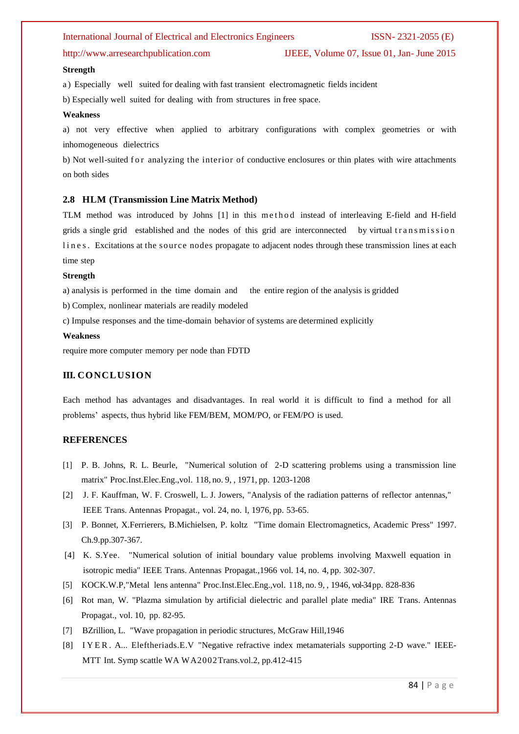**Strength**

a) Especially well suited for dealing with fast transient electromagnetic fields incident

b) Especially well suited for dealing with from structures in free space.

**Weakness**

a) not very effective when applied to arbitrary configurations with complex geometries or with inhomogeneous dielectrics

b) Not well-suited for analyzing the interior of conductive enclosures or thin plates with wire attachments on both sides

## 2.8 HLM (Transmission Line Matrix Method)

TLM method was introduced by Johns [1] in this method instead of interleaving E-field and H-field grids a single grid established and the nodes of this grid are interconnected by virtual transmission lines. Excitations at the source nodes propagate to adjacent nodes through these transmission lines at each time step

**Strength**

a) analysis is performed in the time domain and the entire region of the analysis is gridded

b) Complex, nonlinear materials are readily modeled

c) Impulse responses and the time-domain behavior of systems are determined explicitly

**Weakness**

require more computer memory per node than FDTD

## III. CONCLUSION

Each method has advantages and disadvantages. In real world it is difficult to find a method for all problems' aspects, thus hybrid like FEM/BEM, MOM/PO, or FEM/PO is used.

## REFERENCES

[1] P. B. Johns, R. L. Beurle, "Numerical solution of 2-D scattering problems using a transmission line matrix" Proc.Inst.Elec.Eng.,vol. 118, no. 9, , 1971, pp. 1203-1208

[2] J. F. Kauffman, W. F. Croswell, L. J. Jowers, "Analysis of the radiation patterns of reflector antennas," IEEE Trans. Antennas Propagat., vol. 24, no. l, 1976, pp. 53-65.

[3] P. Bonnet, X.Ferrierers, B.Michielsen, P. koltz "Time domain Electromagnetics, Academic Press" 1997. Ch.9.pp.307-367.

[4] K. S.Yee. "Numerical solution of initial boundary value problems involving Maxwell equation in isotropic media" IEEE Trans. Antennas Propagat.,1966 vol. 14, no. 4, pp. 302-307.

[5] KOCK.W.P,"Metal lens antenna" Proc.Inst.Elec.Eng.,vol. 118, no. 9, , 1946, vol-34 pp. 828-836

[6] Rot man, W. "Plazma simulation by artificial dielectric and parallel plate media" IRE Trans. Antennas Propagat., vol. 10, pp. 82-95.

[7] BZrillion, L. "Wave propagation in periodic structures, McGraw Hill,1946

[8] IYER. A... Eleftheriads.E.V "Negative refractive index metamaterials supporting 2-D wave." IEEE-MTT Int. Symp scattle WA WA2002Trans.vol.2, pp.412-415